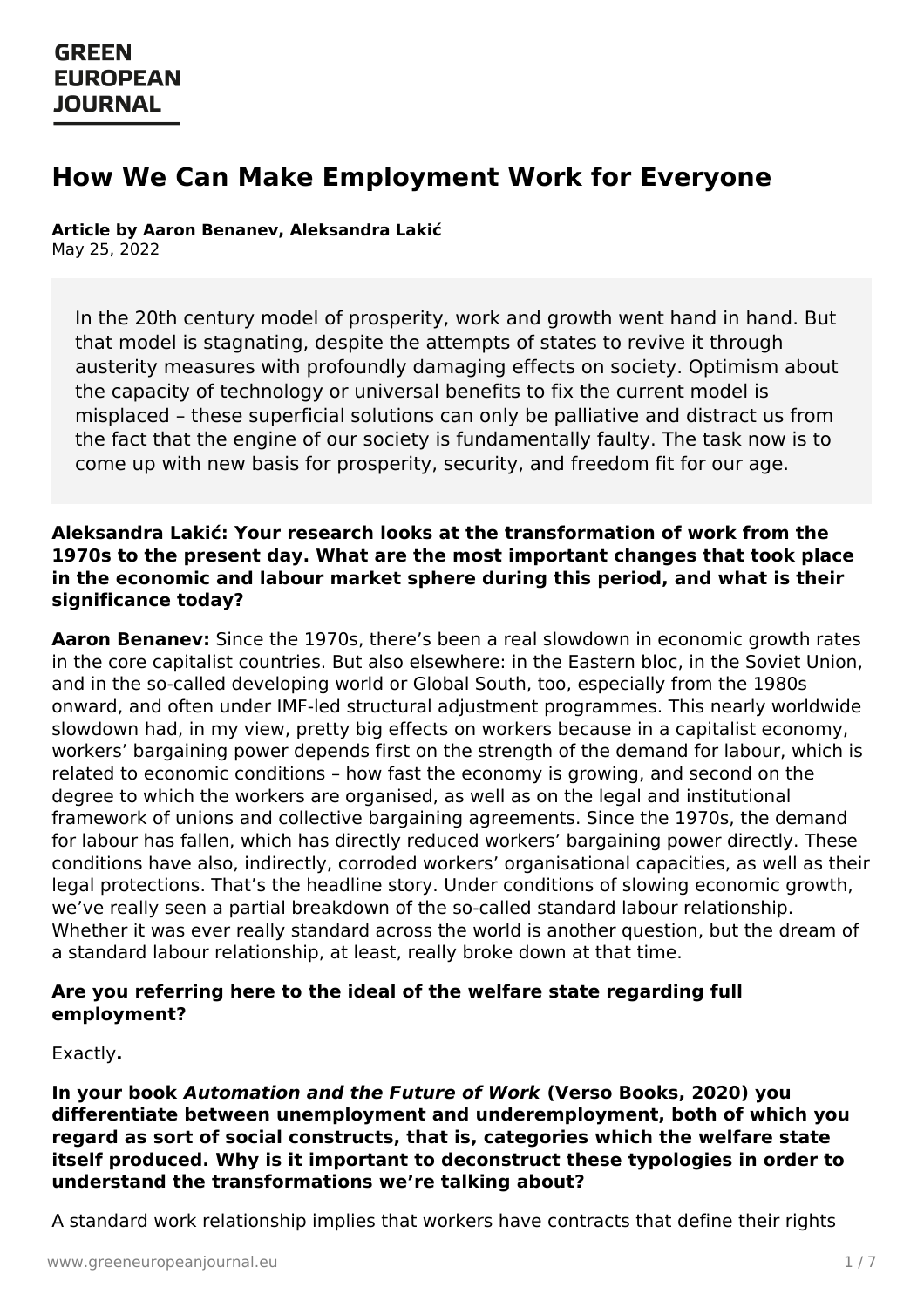# How We Can Make Employment Work for Everyone

**Article by Aaron Benanev, Aleksandra Lakić**
May 25, 2022

> In the 20th century model of prosperity, work and growth went hand in hand. But that model is stagnating, despite the attempts of states to revive it through austerity measures with profoundly damaging effects on society. Optimism about the capacity of technology or universal benefits to fix the current model is misplaced – these superficial solutions can only be palliative and distract us from the fact that the engine of our society is fundamentally faulty. The task now is to come up with new basis for prosperity, security, and freedom fit for our age.

**Aleksandra Lakić: Your research looks at the transformation of work from the 1970s to the present day. What are the most important changes that took place in the economic and labour market sphere during this period, and what is their significance today?**

**Aaron Benanev:** Since the 1970s, there's been a real slowdown in economic growth rates in the core capitalist countries. But also elsewhere: in the Eastern bloc, in the Soviet Union, and in the so-called developing world or Global South, too, especially from the 1980s onward, and often under IMF-led structural adjustment programmes. This nearly worldwide slowdown had, in my view, pretty big effects on workers because in a capitalist economy, workers' bargaining power depends first on the strength of the demand for labour, which is related to economic conditions – how fast the economy is growing, and second on the degree to which the workers are organised, as well as on the legal and institutional framework of unions and collective bargaining agreements. Since the 1970s, the demand for labour has fallen, which has directly reduced workers' bargaining power directly. These conditions have also, indirectly, corroded workers' organisational capacities, as well as their legal protections. That's the headline story. Under conditions of slowing economic growth, we've really seen a partial breakdown of the so-called standard labour relationship. Whether it was ever really standard across the world is another question, but the dream of a standard labour relationship, at least, really broke down at that time.

**Are you referring here to the ideal of the welfare state regarding full employment?**

Exactly**.**

**In your book *Automation and the Future of Work* (Verso Books, 2020) you differentiate between unemployment and underemployment, both of which you regard as sort of social constructs, that is, categories which the welfare state itself produced. Why is it important to deconstruct these typologies in order to understand the transformations we're talking about?**

A standard work relationship implies that workers have contracts that define their rights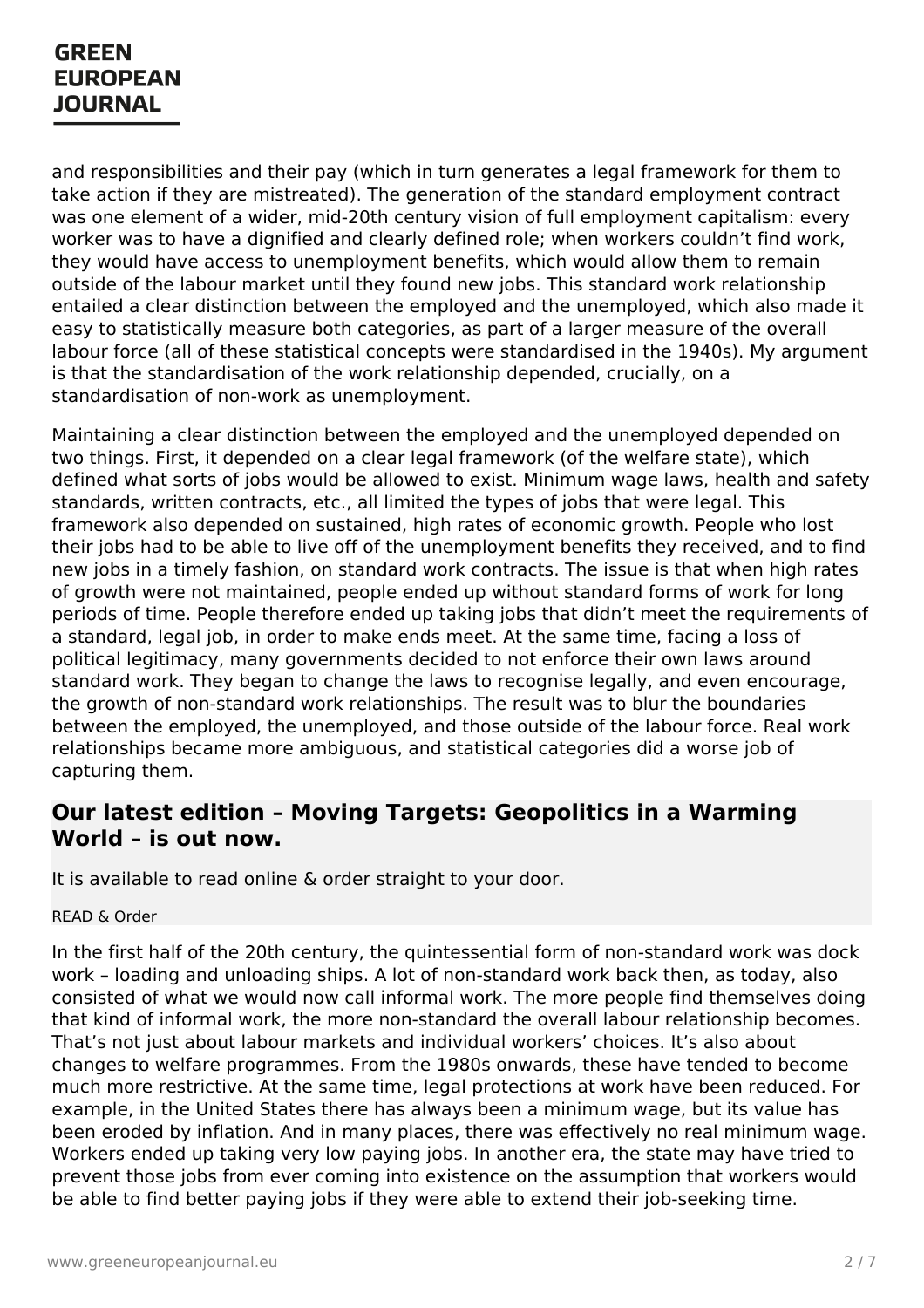and responsibilities and their pay (which in turn generates a legal framework for them to take action if they are mistreated). The generation of the standard employment contract was one element of a wider, mid-20th century vision of full employment capitalism: every worker was to have a dignified and clearly defined role; when workers couldn't find work, they would have access to unemployment benefits, which would allow them to remain outside of the labour market until they found new jobs. This standard work relationship entailed a clear distinction between the employed and the unemployed, which also made it easy to statistically measure both categories, as part of a larger measure of the overall labour force (all of these statistical concepts were standardised in the 1940s). My argument is that the standardisation of the work relationship depended, crucially, on a standardisation of non-work as unemployment.

Maintaining a clear distinction between the employed and the unemployed depended on two things. First, it depended on a clear legal framework (of the welfare state), which defined what sorts of jobs would be allowed to exist. Minimum wage laws, health and safety standards, written contracts, etc., all limited the types of jobs that were legal. This framework also depended on sustained, high rates of economic growth. People who lost their jobs had to be able to live off of the unemployment benefits they received, and to find new jobs in a timely fashion, on standard work contracts. The issue is that when high rates of growth were not maintained, people ended up without standard forms of work for long periods of time. People therefore ended up taking jobs that didn't meet the requirements of a standard, legal job, in order to make ends meet. At the same time, facing a loss of political legitimacy, many governments decided to not enforce their own laws around standard work. They began to change the laws to recognise legally, and even encourage, the growth of non-standard work relationships. The result was to blur the boundaries between the employed, the unemployed, and those outside of the labour force. Real work relationships became more ambiguous, and statistical categories did a worse job of capturing them.

### Our latest edition – Moving Targets: Geopolitics in a Warming World – is out now.

It is available to read online & order straight to your door.

READ & Order

In the first half of the 20th century, the quintessential form of non-standard work was dock work – loading and unloading ships. A lot of non-standard work back then, as today, also consisted of what we would now call informal work. The more people find themselves doing that kind of informal work, the more non-standard the overall labour relationship becomes. That's not just about labour markets and individual workers' choices. It's also about changes to welfare programmes. From the 1980s onwards, these have tended to become much more restrictive. At the same time, legal protections at work have been reduced. For example, in the United States there has always been a minimum wage, but its value has been eroded by inflation. And in many places, there was effectively no real minimum wage. Workers ended up taking very low paying jobs. In another era, the state may have tried to prevent those jobs from ever coming into existence on the assumption that workers would be able to find better paying jobs if they were able to extend their job-seeking time.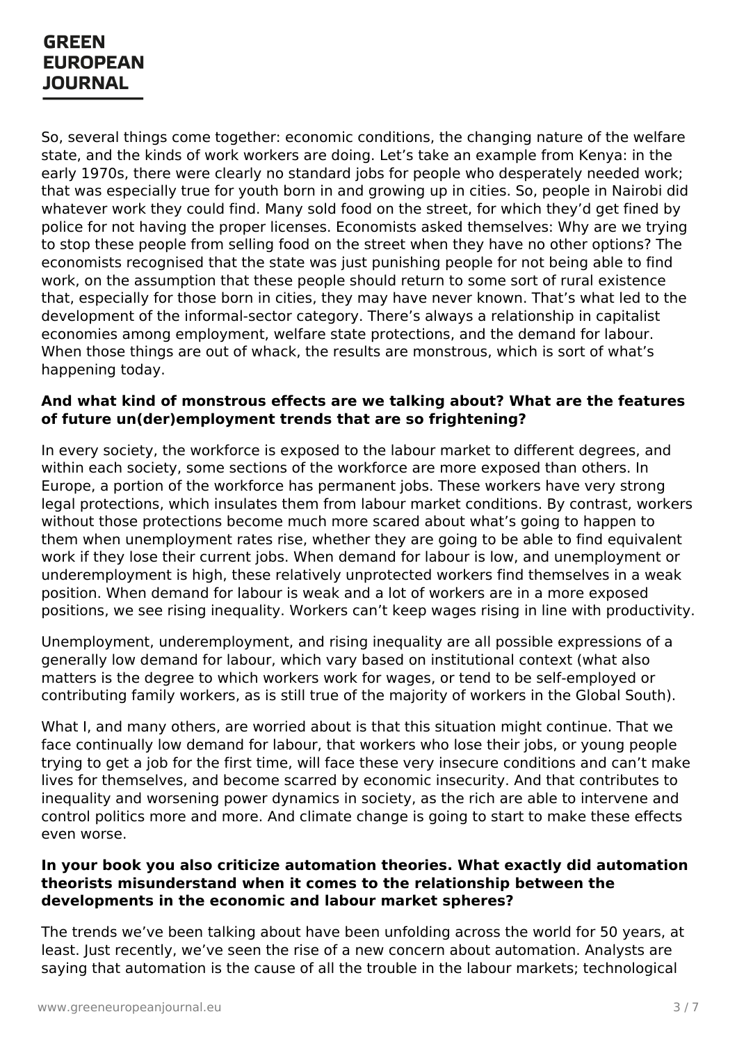So, several things come together: economic conditions, the changing nature of the welfare state, and the kinds of work workers are doing. Let's take an example from Kenya: in the early 1970s, there were clearly no standard jobs for people who desperately needed work; that was especially true for youth born in and growing up in cities. So, people in Nairobi did whatever work they could find. Many sold food on the street, for which they'd get fined by police for not having the proper licenses. Economists asked themselves: Why are we trying to stop these people from selling food on the street when they have no other options? The economists recognised that the state was just punishing people for not being able to find work, on the assumption that these people should return to some sort of rural existence that, especially for those born in cities, they may have never known. That's what led to the development of the informal-sector category. There's always a relationship in capitalist economies among employment, welfare state protections, and the demand for labour. When those things are out of whack, the results are monstrous, which is sort of what's happening today.

**And what kind of monstrous effects are we talking about? What are the features of future un(der)employment trends that are so frightening?**

In every society, the workforce is exposed to the labour market to different degrees, and within each society, some sections of the workforce are more exposed than others. In Europe, a portion of the workforce has permanent jobs. These workers have very strong legal protections, which insulates them from labour market conditions. By contrast, workers without those protections become much more scared about what's going to happen to them when unemployment rates rise, whether they are going to be able to find equivalent work if they lose their current jobs. When demand for labour is low, and unemployment or underemployment is high, these relatively unprotected workers find themselves in a weak position. When demand for labour is weak and a lot of workers are in a more exposed positions, we see rising inequality. Workers can't keep wages rising in line with productivity.

Unemployment, underemployment, and rising inequality are all possible expressions of a generally low demand for labour, which vary based on institutional context (what also matters is the degree to which workers work for wages, or tend to be self-employed or contributing family workers, as is still true of the majority of workers in the Global South).

What I, and many others, are worried about is that this situation might continue. That we face continually low demand for labour, that workers who lose their jobs, or young people trying to get a job for the first time, will face these very insecure conditions and can't make lives for themselves, and become scarred by economic insecurity. And that contributes to inequality and worsening power dynamics in society, as the rich are able to intervene and control politics more and more. And climate change is going to start to make these effects even worse.

**In your book you also criticize automation theories. What exactly did automation theorists misunderstand when it comes to the relationship between the developments in the economic and labour market spheres?**

The trends we've been talking about have been unfolding across the world for 50 years, at least. Just recently, we've seen the rise of a new concern about automation. Analysts are saying that automation is the cause of all the trouble in the labour markets; technological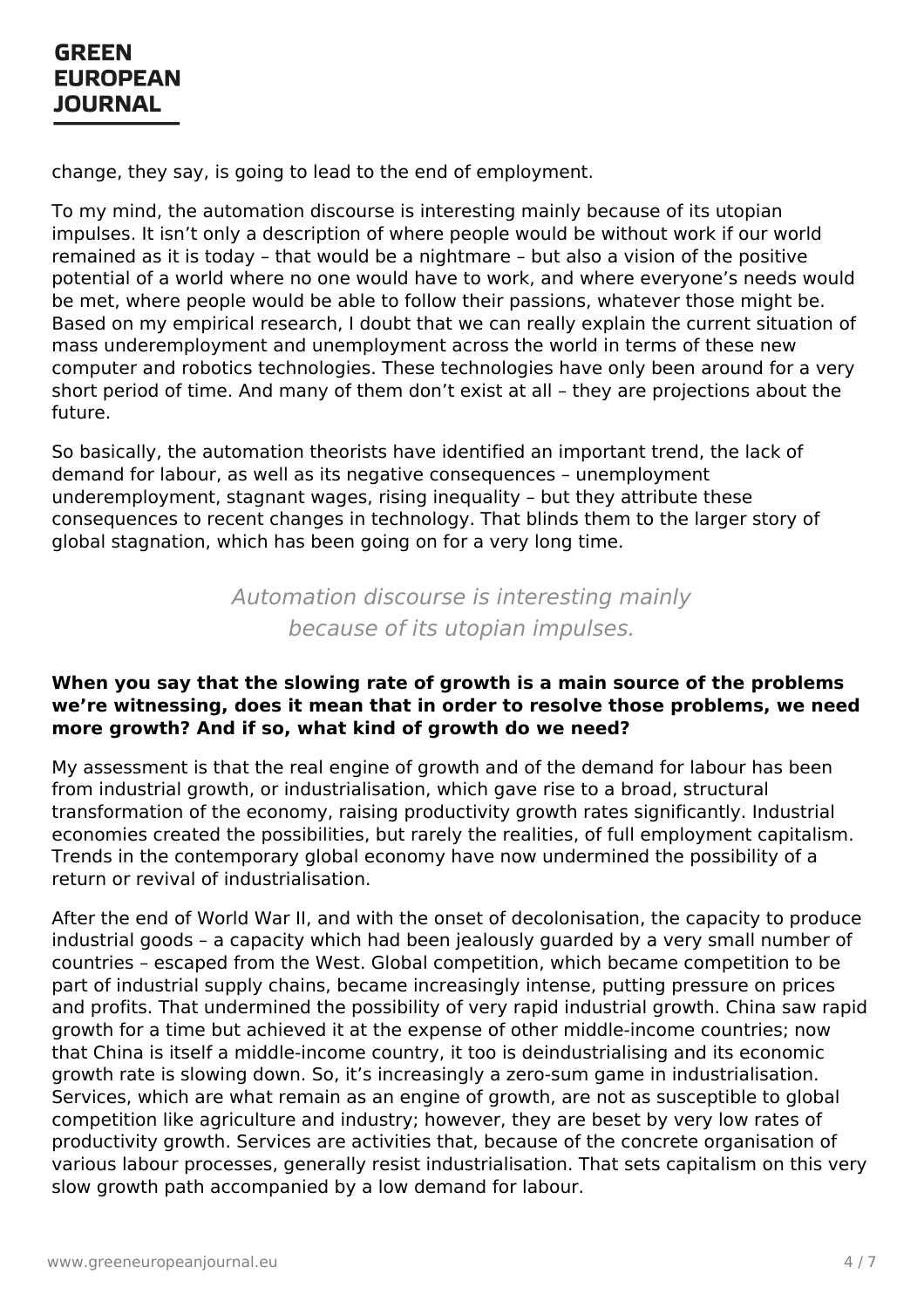change, they say, is going to lead to the end of employment.

To my mind, the automation discourse is interesting mainly because of its utopian impulses. It isn't only a description of where people would be without work if our world remained as it is today – that would be a nightmare – but also a vision of the positive potential of a world where no one would have to work, and where everyone's needs would be met, where people would be able to follow their passions, whatever those might be. Based on my empirical research, I doubt that we can really explain the current situation of mass underemployment and unemployment across the world in terms of these new computer and robotics technologies. These technologies have only been around for a very short period of time. And many of them don't exist at all – they are projections about the future.

So basically, the automation theorists have identified an important trend, the lack of demand for labour, as well as its negative consequences – unemployment underemployment, stagnant wages, rising inequality – but they attribute these consequences to recent changes in technology. That blinds them to the larger story of global stagnation, which has been going on for a very long time.

> *Automation discourse is interesting mainly because of its utopian impulses.*

**When you say that the slowing rate of growth is a main source of the problems we're witnessing, does it mean that in order to resolve those problems, we need more growth? And if so, what kind of growth do we need?**

My assessment is that the real engine of growth and of the demand for labour has been from industrial growth, or industrialisation, which gave rise to a broad, structural transformation of the economy, raising productivity growth rates significantly. Industrial economies created the possibilities, but rarely the realities, of full employment capitalism. Trends in the contemporary global economy have now undermined the possibility of a return or revival of industrialisation.

After the end of World War II, and with the onset of decolonisation, the capacity to produce industrial goods – a capacity which had been jealously guarded by a very small number of countries – escaped from the West. Global competition, which became competition to be part of industrial supply chains, became increasingly intense, putting pressure on prices and profits. That undermined the possibility of very rapid industrial growth. China saw rapid growth for a time but achieved it at the expense of other middle-income countries; now that China is itself a middle-income country, it too is deindustrialising and its economic growth rate is slowing down. So, it's increasingly a zero-sum game in industrialisation. Services, which are what remain as an engine of growth, are not as susceptible to global competition like agriculture and industry; however, they are beset by very low rates of productivity growth. Services are activities that, because of the concrete organisation of various labour processes, generally resist industrialisation. That sets capitalism on this very slow growth path accompanied by a low demand for labour.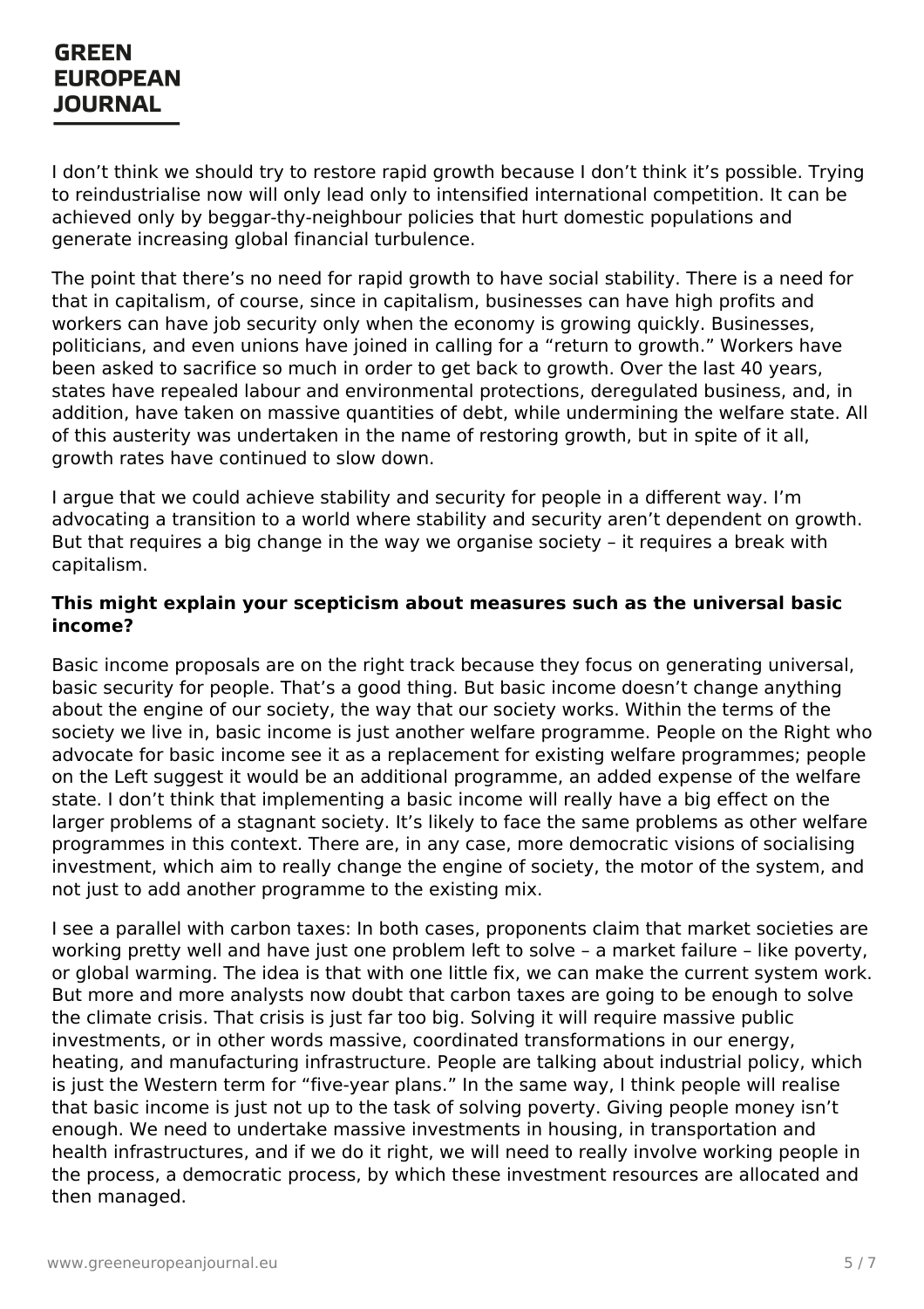I don’t think we should try to restore rapid growth because I don’t think it’s possible. Trying to reindustrialise now will only lead only to intensified international competition. It can be achieved only by beggar-thy-neighbour policies that hurt domestic populations and generate increasing global financial turbulence.

The point that there’s no need for rapid growth to have social stability. There is a need for that in capitalism, of course, since in capitalism, businesses can have high profits and workers can have job security only when the economy is growing quickly. Businesses, politicians, and even unions have joined in calling for a “return to growth.” Workers have been asked to sacrifice so much in order to get back to growth. Over the last 40 years, states have repealed labour and environmental protections, deregulated business, and, in addition, have taken on massive quantities of debt, while undermining the welfare state. All of this austerity was undertaken in the name of restoring growth, but in spite of it all, growth rates have continued to slow down.

I argue that we could achieve stability and security for people in a different way. I’m advocating a transition to a world where stability and security aren’t dependent on growth. But that requires a big change in the way we organise society – it requires a break with capitalism.

**This might explain your scepticism about measures such as the universal basic income?**

Basic income proposals are on the right track because they focus on generating universal, basic security for people. That’s a good thing. But basic income doesn’t change anything about the engine of our society, the way that our society works. Within the terms of the society we live in, basic income is just another welfare programme. People on the Right who advocate for basic income see it as a replacement for existing welfare programmes; people on the Left suggest it would be an additional programme, an added expense of the welfare state. I don’t think that implementing a basic income will really have a big effect on the larger problems of a stagnant society. It’s likely to face the same problems as other welfare programmes in this context. There are, in any case, more democratic visions of socialising investment, which aim to really change the engine of society, the motor of the system, and not just to add another programme to the existing mix.

I see a parallel with carbon taxes: In both cases, proponents claim that market societies are working pretty well and have just one problem left to solve – a market failure – like poverty, or global warming. The idea is that with one little fix, we can make the current system work. But more and more analysts now doubt that carbon taxes are going to be enough to solve the climate crisis. That crisis is just far too big. Solving it will require massive public investments, or in other words massive, coordinated transformations in our energy, heating, and manufacturing infrastructure. People are talking about industrial policy, which is just the Western term for “five-year plans.” In the same way, I think people will realise that basic income is just not up to the task of solving poverty. Giving people money isn’t enough. We need to undertake massive investments in housing, in transportation and health infrastructures, and if we do it right, we will need to really involve working people in the process, a democratic process, by which these investment resources are allocated and then managed.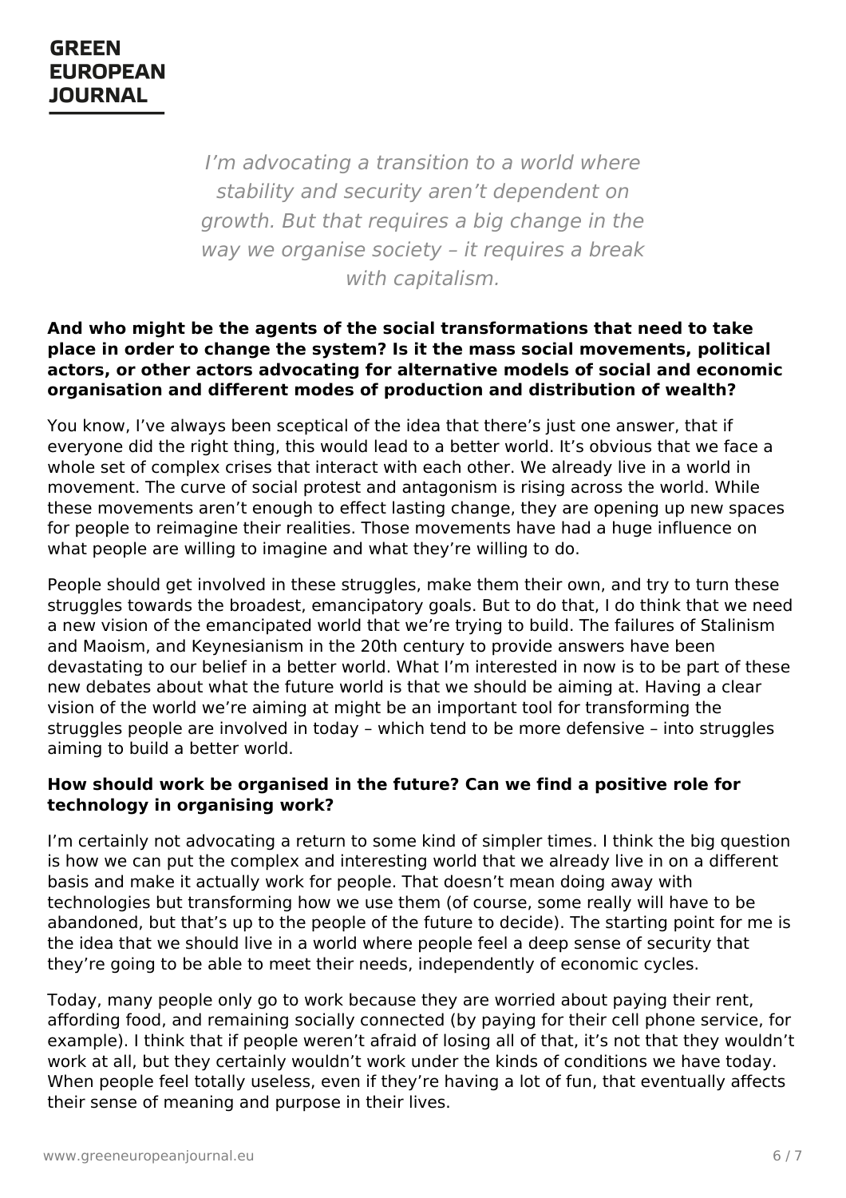*I'm advocating a transition to a world where stability and security aren't dependent on growth. But that requires a big change in the way we organise society – it requires a break with capitalism.*

**And who might be the agents of the social transformations that need to take place in order to change the system? Is it the mass social movements, political actors, or other actors advocating for alternative models of social and economic organisation and different modes of production and distribution of wealth?**

You know, I've always been sceptical of the idea that there's just one answer, that if everyone did the right thing, this would lead to a better world. It's obvious that we face a whole set of complex crises that interact with each other. We already live in a world in movement. The curve of social protest and antagonism is rising across the world. While these movements aren't enough to effect lasting change, they are opening up new spaces for people to reimagine their realities. Those movements have had a huge influence on what people are willing to imagine and what they're willing to do.

People should get involved in these struggles, make them their own, and try to turn these struggles towards the broadest, emancipatory goals. But to do that, I do think that we need a new vision of the emancipated world that we're trying to build. The failures of Stalinism and Maoism, and Keynesianism in the 20th century to provide answers have been devastating to our belief in a better world. What I'm interested in now is to be part of these new debates about what the future world is that we should be aiming at. Having a clear vision of the world we're aiming at might be an important tool for transforming the struggles people are involved in today – which tend to be more defensive – into struggles aiming to build a better world.

**How should work be organised in the future? Can we find a positive role for technology in organising work?**

I'm certainly not advocating a return to some kind of simpler times. I think the big question is how we can put the complex and interesting world that we already live in on a different basis and make it actually work for people. That doesn't mean doing away with technologies but transforming how we use them (of course, some really will have to be abandoned, but that's up to the people of the future to decide). The starting point for me is the idea that we should live in a world where people feel a deep sense of security that they're going to be able to meet their needs, independently of economic cycles.

Today, many people only go to work because they are worried about paying their rent, affording food, and remaining socially connected (by paying for their cell phone service, for example). I think that if people weren't afraid of losing all of that, it's not that they wouldn't work at all, but they certainly wouldn't work under the kinds of conditions we have today. When people feel totally useless, even if they're having a lot of fun, that eventually affects their sense of meaning and purpose in their lives.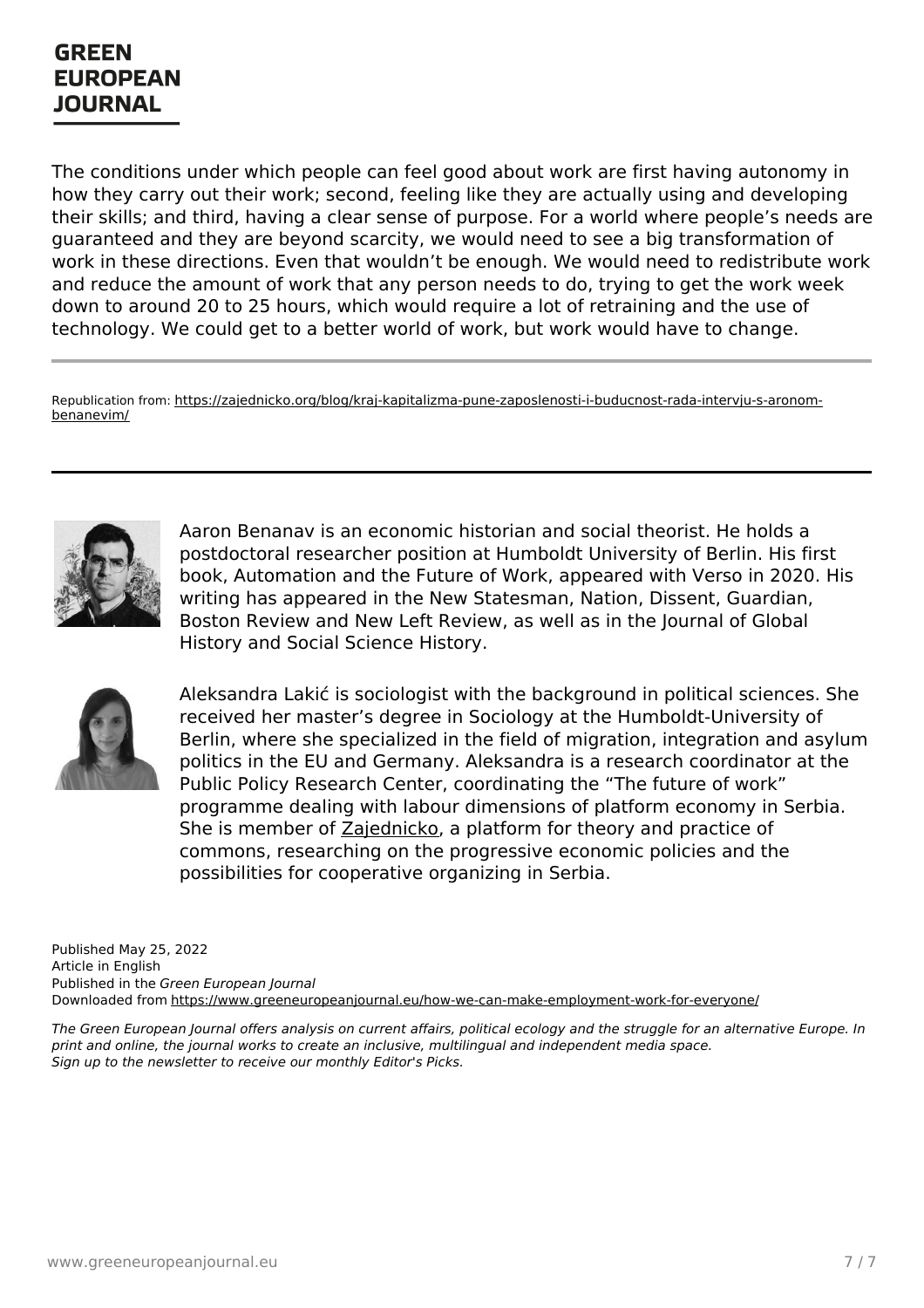The conditions under which people can feel good about work are first having autonomy in how they carry out their work; second, feeling like they are actually using and developing their skills; and third, having a clear sense of purpose. For a world where people's needs are guaranteed and they are beyond scarcity, we would need to see a big transformation of work in these directions. Even that wouldn't be enough. We would need to redistribute work and reduce the amount of work that any person needs to do, trying to get the work week down to around 20 to 25 hours, which would require a lot of retraining and the use of technology. We could get to a better world of work, but work would have to change.

---

Republication from: [https://zajednicko.org/blog/kraj-kapitalizma-pune-zaposlenosti-i-buducnost-rada-intervju-s-aronom-benanevim/](https://zajednicko.org/blog/kraj-kapitalizma-pune-zaposlenosti-i-buducnost-rada-intervju-s-aronom-benanevim/)

---

Aaron Benanav is an economic historian and social theorist. He holds a postdoctoral researcher position at Humboldt University of Berlin. His first book, Automation and the Future of Work, appeared with Verso in 2020. His writing has appeared in the New Statesman, Nation, Dissent, Guardian, Boston Review and New Left Review, as well as in the Journal of Global History and Social Science History.

Aleksandra Lakić is sociologist with the background in political sciences. She received her master's degree in Sociology at the Humboldt-University of Berlin, where she specialized in the field of migration, integration and asylum politics in the EU and Germany. Aleksandra is a research coordinator at the Public Policy Research Center, coordinating the "The future of work" programme dealing with labour dimensions of platform economy in Serbia. She is member of Zajednicko, a platform for theory and practice of commons, researching on the progressive economic policies and the possibilities for cooperative organizing in Serbia.

Published May 25, 2022
Article in English
Published in the *Green European Journal*
Downloaded from [https://www.greeneuropeanjournal.eu/how-we-can-make-employment-work-for-everyone/](https://www.greeneuropeanjournal.eu/how-we-can-make-employment-work-for-everyone/)

*The Green European Journal offers analysis on current affairs, political ecology and the struggle for an alternative Europe. In print and online, the journal works to create an inclusive, multilingual and independent media space.*
*Sign up to the newsletter to receive our monthly Editor's Picks.*